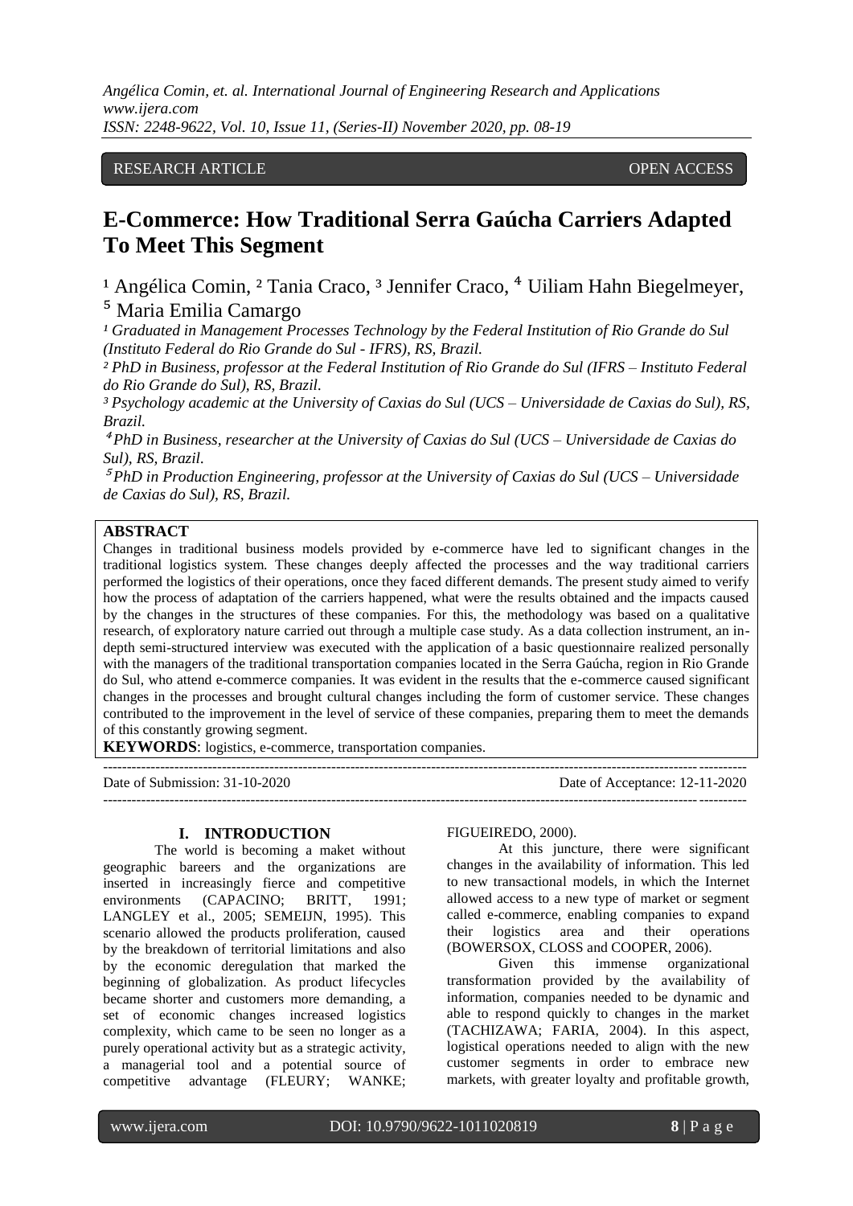RESEARCH ARTICLE OPEN ACCESS

# E-Commerce: How Traditional Serra Gaúcha Carriers Adapted To Meet This Segment

[1] Angélica Comin, [2] Tania Craco, [3] Jennifer Craco, [4] Uiliam Hahn Biegelmeyer, [5] Maria Emilia Camargo

*[1] Graduated in Management Processes Technology by the Federal Institution of Rio Grande do Sul (Instituto Federal do Rio Grande do Sul - IFRS), RS, Brazil.*

*[2] PhD in Business, professor at the Federal Institution of Rio Grande do Sul (IFRS – Instituto Federal do Rio Grande do Sul), RS, Brazil.*

*[3] Psychology academic at the University of Caxias do Sul (UCS – Universidade de Caxias do Sul), RS, Brazil.*

*[4] PhD in Business, researcher at the University of Caxias do Sul (UCS – Universidade de Caxias do Sul), RS, Brazil.*

*[5] PhD in Production Engineering, professor at the University of Caxias do Sul (UCS – Universidade de Caxias do Sul), RS, Brazil.*

**ABSTRACT**

Changes in traditional business models provided by e-commerce have led to significant changes in the traditional logistics system. These changes deeply affected the processes and the way traditional carriers performed the logistics of their operations, once they faced different demands. The present study aimed to verify how the process of adaptation of the carriers happened, what were the results obtained and the impacts caused by the changes in the structures of these companies. For this, the methodology was based on a qualitative research, of exploratory nature carried out through a multiple case study. As a data collection instrument, an in-depth semi-structured interview was executed with the application of a basic questionnaire realized personally with the managers of the traditional transportation companies located in the Serra Gaúcha, region in Rio Grande do Sul, who attend e-commerce companies. It was evident in the results that the e-commerce caused significant changes in the processes and brought cultural changes including the form of customer service. These changes contributed to the improvement in the level of service of these companies, preparing them to meet the demands of this constantly growing segment.

**KEYWORDS**: logistics, e-commerce, transportation companies.

Date of Submission: 31-10-2020 Date of Acceptance: 12-11-2020

## I. INTRODUCTION

The world is becoming a maket without geographic bareers and the organizations are inserted in increasingly fierce and competitive environments (CAPACINO; BRITT, 1991; LANGLEY et al., 2005; SEMEIJN, 1995). This scenario allowed the products proliferation, caused by the breakdown of territorial limitations and also by the economic deregulation that marked the beginning of globalization. As product lifecycles became shorter and customers more demanding, a set of economic changes increased logistics complexity, which came to be seen no longer as a purely operational activity but as a strategic activity, a managerial tool and a potential source of competitive advantage (FLEURY; WANKE; FIGUEIREDO, 2000).

At this juncture, there were significant changes in the availability of information. This led to new transactional models, in which the Internet allowed access to a new type of market or segment called e-commerce, enabling companies to expand their logistics area and their operations (BOWERSOX, CLOSS and COOPER, 2006).

Given this immense organizational transformation provided by the availability of information, companies needed to be dynamic and able to respond quickly to changes in the market (TACHIZAWA; FARIA, 2004). In this aspect, logistical operations needed to align with the new customer segments in order to embrace new markets, with greater loyalty and profitable growth,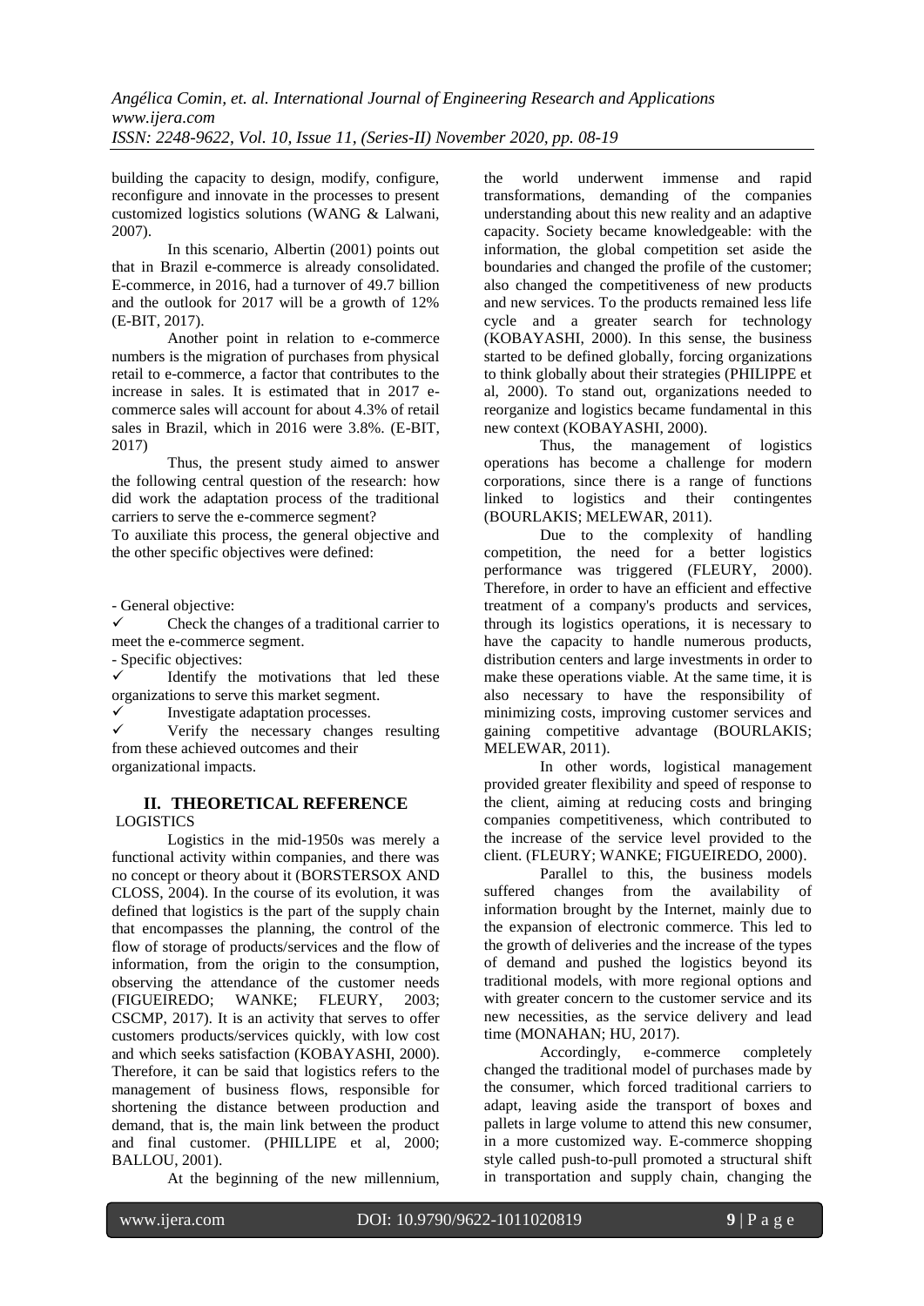building the capacity to design, modify, configure, reconfigure and innovate in the processes to present customized logistics solutions (WANG & Lalwani, 2007).

In this scenario, Albertin (2001) points out that in Brazil e-commerce is already consolidated. E-commerce, in 2016, had a turnover of 49.7 billion and the outlook for 2017 will be a growth of 12% (E-BIT, 2017).

Another point in relation to e-commerce numbers is the migration of purchases from physical retail to e-commerce, a factor that contributes to the increase in sales. It is estimated that in 2017 e-commerce sales will account for about 4.3% of retail sales in Brazil, which in 2016 were 3.8%. (E-BIT, 2017)

Thus, the present study aimed to answer the following central question of the research: how did work the adaptation process of the traditional carriers to serve the e-commerce segment?

To auxiliate this process, the general objective and the other specific objectives were defined:

- General objective:
  - ✓ Check the changes of a traditional carrier to meet the e-commerce segment.
- Specific objectives:
  - ✓ Identify the motivations that led these organizations to serve this market segment.
  - ✓ Investigate adaptation processes.
  - ✓ Verify the necessary changes resulting from these achieved outcomes and their organizational impacts.

## II. THEORETICAL REFERENCE

### LOGISTICS

Logistics in the mid-1950s was merely a functional activity within companies, and there was no concept or theory about it (BORSTERSOX AND CLOSS, 2004). In the course of its evolution, it was defined that logistics is the part of the supply chain that encompasses the planning, the control of the flow of storage of products/services and the flow of information, from the origin to the consumption, observing the attendance of the customer needs (FIGUEIREDO; WANKE; FLEURY, 2003; CSCMP, 2017). It is an activity that serves to offer customers products/services quickly, with low cost and which seeks satisfaction (KOBAYASHI, 2000). Therefore, it can be said that logistics refers to the management of business flows, responsible for shortening the distance between production and demand, that is, the main link between the product and final customer. (PHILLIPE et al, 2000; BALLOU, 2001).

At the beginning of the new millennium, the world underwent immense and rapid transformations, demanding of the companies understanding about this new reality and an adaptive capacity. Society became knowledgeable: with the information, the global competition set aside the boundaries and changed the profile of the customer; also changed the competitiveness of new products and new services. To the products remained less life cycle and a greater search for technology (KOBAYASHI, 2000). In this sense, the business started to be defined globally, forcing organizations to think globally about their strategies (PHILIPPE et al, 2000). To stand out, organizations needed to reorganize and logistics became fundamental in this new context (KOBAYASHI, 2000).

Thus, the management of logistics operations has become a challenge for modern corporations, since there is a range of functions linked to logistics and their contingentes (BOURLAKIS; MELEWAR, 2011).

Due to the complexity of handling competition, the need for a better logistics performance was triggered (FLEURY, 2000). Therefore, in order to have an efficient and effective treatment of a company's products and services, through its logistics operations, it is necessary to have the capacity to handle numerous products, distribution centers and large investments in order to make these operations viable. At the same time, it is also necessary to have the responsibility of minimizing costs, improving customer services and gaining competitive advantage (BOURLAKIS; MELEWAR, 2011).

In other words, logistical management provided greater flexibility and speed of response to the client, aiming at reducing costs and bringing companies competitiveness, which contributed to the increase of the service level provided to the client. (FLEURY; WANKE; FIGUEIREDO, 2000).

Parallel to this, the business models suffered changes from the availability of information brought by the Internet, mainly due to the expansion of electronic commerce. This led to the growth of deliveries and the increase of the types of demand and pushed the logistics beyond its traditional models, with more regional options and with greater concern to the customer service and its new necessities, as the service delivery and lead time (MONAHAN; HU, 2017).

Accordingly, e-commerce completely changed the traditional model of purchases made by the consumer, which forced traditional carriers to adapt, leaving aside the transport of boxes and pallets in large volume to attend this new consumer, in a more customized way. E-commerce shopping style called push-to-pull promoted a structural shift in transportation and supply chain, changing the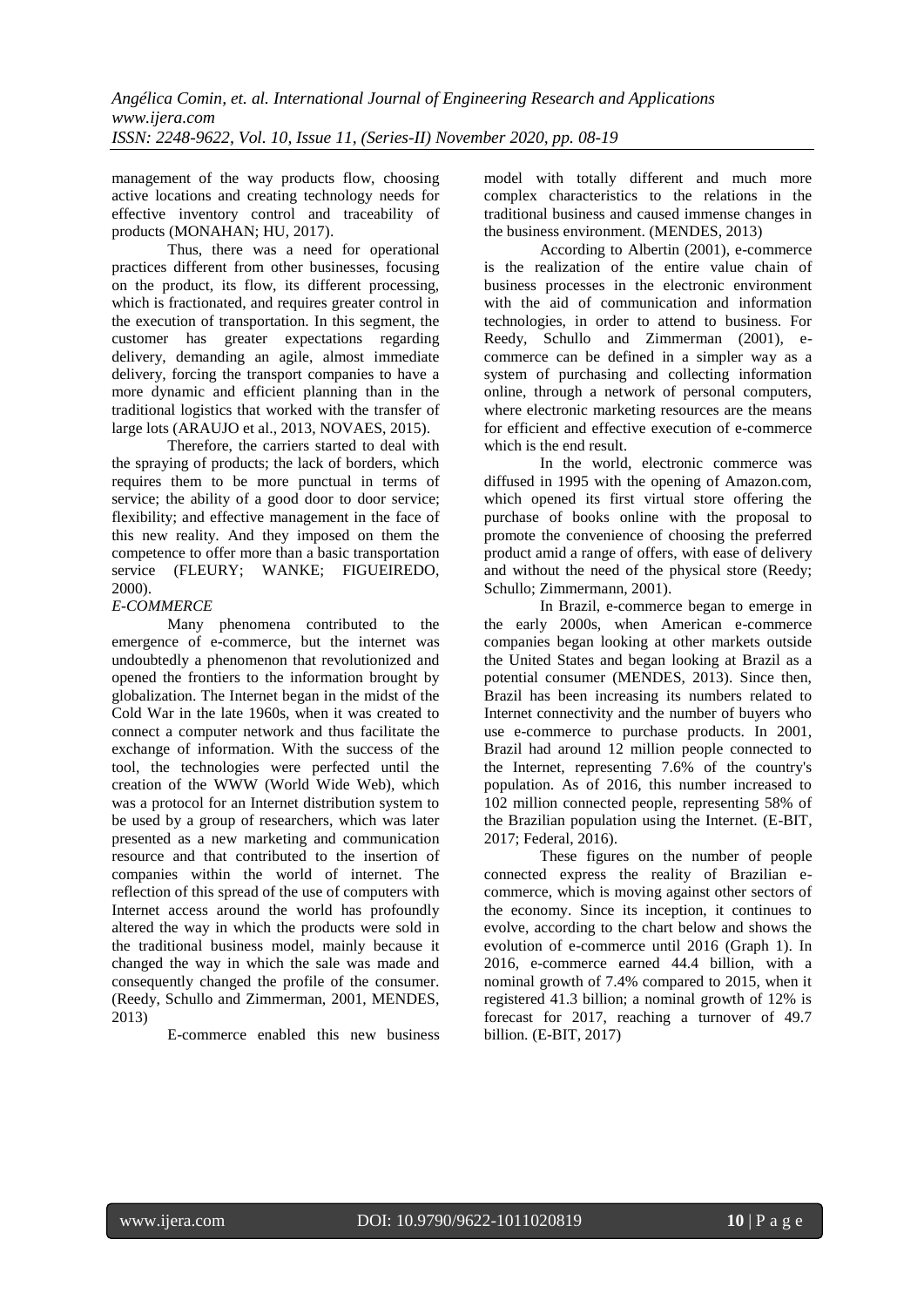management of the way products flow, choosing active locations and creating technology needs for effective inventory control and traceability of products (MONAHAN; HU, 2017).

Thus, there was a need for operational practices different from other businesses, focusing on the product, its flow, its different processing, which is fractionated, and requires greater control in the execution of transportation. In this segment, the customer has greater expectations regarding delivery, demanding an agile, almost immediate delivery, forcing the transport companies to have a more dynamic and efficient planning than in the traditional logistics that worked with the transfer of large lots (ARAUJO et al., 2013, NOVAES, 2015).

Therefore, the carriers started to deal with the spraying of products; the lack of borders, which requires them to be more punctual in terms of service; the ability of a good door to door service; flexibility; and effective management in the face of this new reality. And they imposed on them the competence to offer more than a basic transportation service (FLEURY; WANKE; FIGUEIREDO, 2000).

*E-COMMERCE*

Many phenomena contributed to the emergence of e-commerce, but the internet was undoubtedly a phenomenon that revolutionized and opened the frontiers to the information brought by globalization. The Internet began in the midst of the Cold War in the late 1960s, when it was created to connect a computer network and thus facilitate the exchange of information. With the success of the tool, the technologies were perfected until the creation of the WWW (World Wide Web), which was a protocol for an Internet distribution system to be used by a group of researchers, which was later presented as a new marketing and communication resource and that contributed to the insertion of companies within the world of internet. The reflection of this spread of the use of computers with Internet access around the world has profoundly altered the way in which the products were sold in the traditional business model, mainly because it changed the way in which the sale was made and consequently changed the profile of the consumer. (Reedy, Schullo and Zimmerman, 2001, MENDES, 2013)

E-commerce enabled this new business model with totally different and much more complex characteristics to the relations in the traditional business and caused immense changes in the business environment. (MENDES, 2013)

According to Albertin (2001), e-commerce is the realization of the entire value chain of business processes in the electronic environment with the aid of communication and information technologies, in order to attend to business. For Reedy, Schullo and Zimmerman (2001), e-commerce can be defined in a simpler way as a system of purchasing and collecting information online, through a network of personal computers, where electronic marketing resources are the means for efficient and effective execution of e-commerce which is the end result.

In the world, electronic commerce was diffused in 1995 with the opening of Amazon.com, which opened its first virtual store offering the purchase of books online with the proposal to promote the convenience of choosing the preferred product amid a range of offers, with ease of delivery and without the need of the physical store (Reedy; Schullo; Zimmermann, 2001).

In Brazil, e-commerce began to emerge in the early 2000s, when American e-commerce companies began looking at other markets outside the United States and began looking at Brazil as a potential consumer (MENDES, 2013). Since then, Brazil has been increasing its numbers related to Internet connectivity and the number of buyers who use e-commerce to purchase products. In 2001, Brazil had around 12 million people connected to the Internet, representing 7.6% of the country's population. As of 2016, this number increased to 102 million connected people, representing 58% of the Brazilian population using the Internet. (E-BIT, 2017; Federal, 2016).

These figures on the number of people connected express the reality of Brazilian e-commerce, which is moving against other sectors of the economy. Since its inception, it continues to evolve, according to the chart below and shows the evolution of e-commerce until 2016 (Graph 1). In 2016, e-commerce earned 44.4 billion, with a nominal growth of 7.4% compared to 2015, when it registered 41.3 billion; a nominal growth of 12% is forecast for 2017, reaching a turnover of 49.7 billion. (E-BIT, 2017)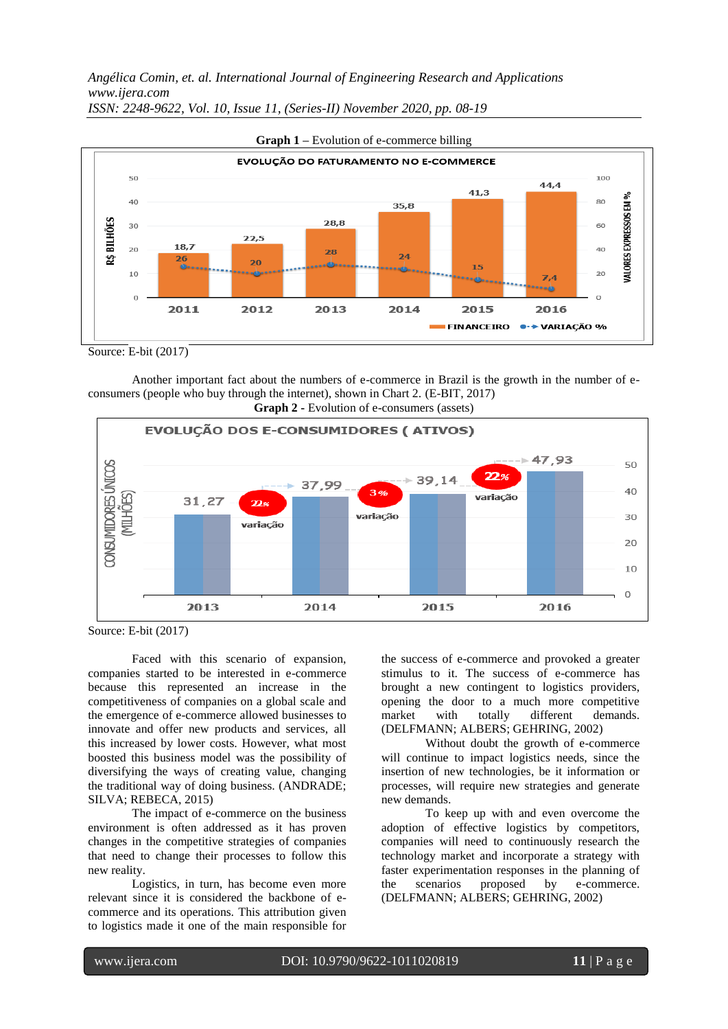**Graph 1** – Evolution of e-commerce billing

Source: E-bit (2017)

Another important fact about the numbers of e-commerce in Brazil is the growth in the number of e-consumers (people who buy through the internet), shown in Chart 2. (E-BIT, 2017)

**Graph 2** - Evolution of e-consumers (assets)

Source: E-bit (2017)

Faced with this scenario of expansion, companies started to be interested in e-commerce because this represented an increase in the competitiveness of companies on a global scale and the emergence of e-commerce allowed businesses to innovate and offer new products and services, all this increased by lower costs. However, what most boosted this business model was the possibility of diversifying the ways of creating value, changing the traditional way of doing business. (ANDRADE; SILVA; REBECA, 2015)

The impact of e-commerce on the business environment is often addressed as it has proven changes in the competitive strategies of companies that need to change their processes to follow this new reality.

Logistics, in turn, has become even more relevant since it is considered the backbone of e-commerce and its operations. This attribution given to logistics made it one of the main responsible for the success of e-commerce and provoked a greater stimulus to it. The success of e-commerce has brought a new contingent to logistics providers, opening the door to a much more competitive market with totally different demands. (DELFMANN; ALBERS; GEHRING, 2002)

Without doubt the growth of e-commerce will continue to impact logistics needs, since the insertion of new technologies, be it information or processes, will require new strategies and generate new demands.

To keep up with and even overcome the adoption of effective logistics by competitors, companies will need to continuously research the technology market and incorporate a strategy with faster experimentation responses in the planning of the scenarios proposed by e-commerce. (DELFMANN; ALBERS; GEHRING, 2002)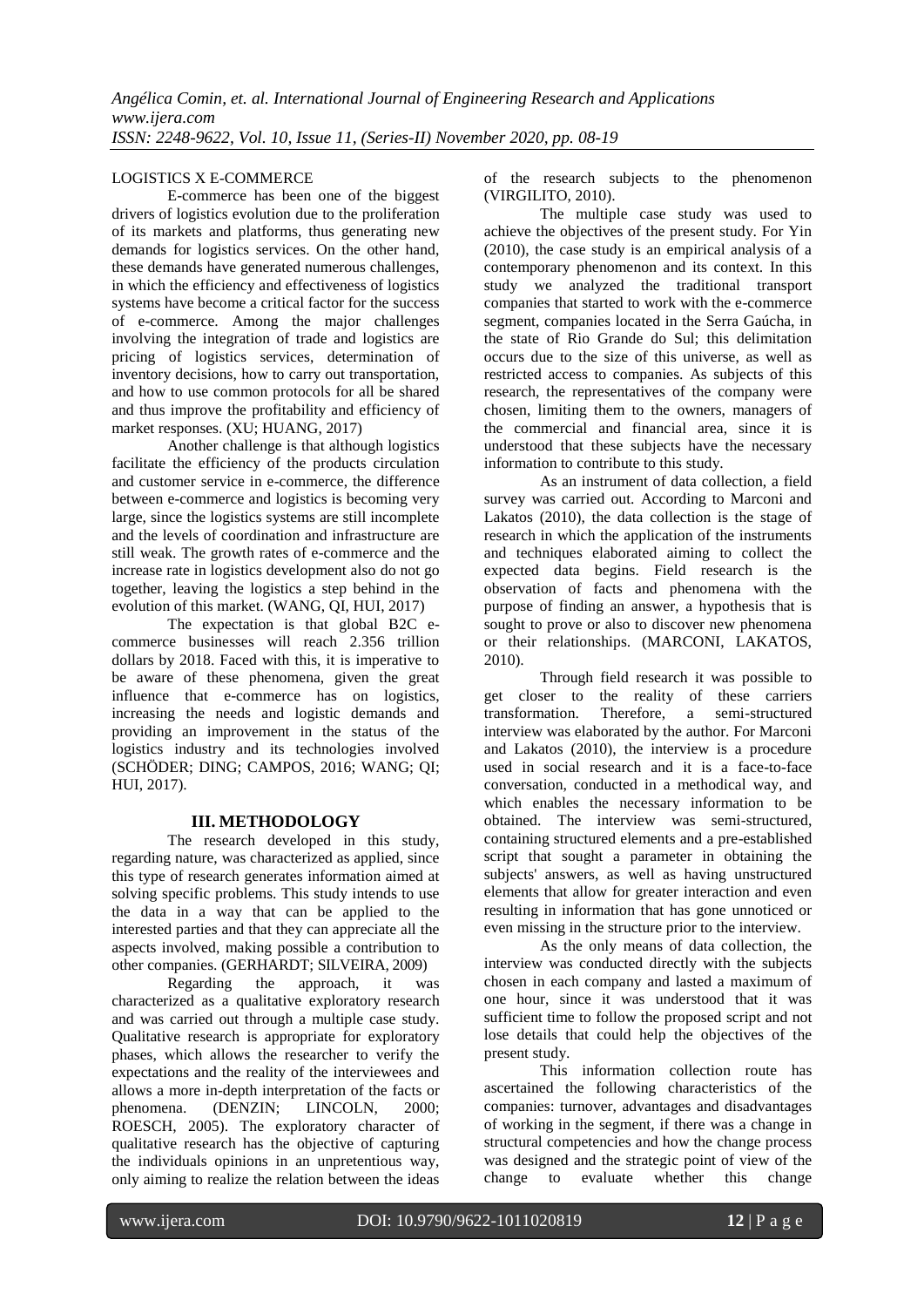LOGISTICS X E-COMMERCE

E-commerce has been one of the biggest drivers of logistics evolution due to the proliferation of its markets and platforms, thus generating new demands for logistics services. On the other hand, these demands have generated numerous challenges, in which the efficiency and effectiveness of logistics systems have become a critical factor for the success of e-commerce. Among the major challenges involving the integration of trade and logistics are pricing of logistics services, determination of inventory decisions, how to carry out transportation, and how to use common protocols for all be shared and thus improve the profitability and efficiency of market responses. (XU; HUANG, 2017)

Another challenge is that although logistics facilitate the efficiency of the products circulation and customer service in e-commerce, the difference between e-commerce and logistics is becoming very large, since the logistics systems are still incomplete and the levels of coordination and infrastructure are still weak. The growth rates of e-commerce and the increase rate in logistics development also do not go together, leaving the logistics a step behind in the evolution of this market. (WANG, QI, HUI, 2017)

The expectation is that global B2C e-commerce businesses will reach 2.356 trillion dollars by 2018. Faced with this, it is imperative to be aware of these phenomena, given the great influence that e-commerce has on logistics, increasing the needs and logistic demands and providing an improvement in the status of the logistics industry and its technologies involved (SCHÖDER; DING; CAMPOS, 2016; WANG; QI; HUI, 2017).

## III. METHODOLOGY

The research developed in this study, regarding nature, was characterized as applied, since this type of research generates information aimed at solving specific problems. This study intends to use the data in a way that can be applied to the interested parties and that they can appreciate all the aspects involved, making possible a contribution to other companies. (GERHARDT; SILVEIRA, 2009)

Regarding the approach, it was characterized as a qualitative exploratory research and was carried out through a multiple case study. Qualitative research is appropriate for exploratory phases, which allows the researcher to verify the expectations and the reality of the interviewees and allows a more in-depth interpretation of the facts or phenomena. (DENZIN; LINCOLN, 2000; ROESCH, 2005). The exploratory character of qualitative research has the objective of capturing the individuals opinions in an unpretentious way, only aiming to realize the relation between the ideas of the research subjects to the phenomenon (VIRGILITO, 2010).

The multiple case study was used to achieve the objectives of the present study. For Yin (2010), the case study is an empirical analysis of a contemporary phenomenon and its context. In this study we analyzed the traditional transport companies that started to work with the e-commerce segment, companies located in the Serra Gaúcha, in the state of Rio Grande do Sul; this delimitation occurs due to the size of this universe, as well as restricted access to companies. As subjects of this research, the representatives of the company were chosen, limiting them to the owners, managers of the commercial and financial area, since it is understood that these subjects have the necessary information to contribute to this study.

As an instrument of data collection, a field survey was carried out. According to Marconi and Lakatos (2010), the data collection is the stage of research in which the application of the instruments and techniques elaborated aiming to collect the expected data begins. Field research is the observation of facts and phenomena with the purpose of finding an answer, a hypothesis that is sought to prove or also to discover new phenomena or their relationships. (MARCONI, LAKATOS, 2010).

Through field research it was possible to get closer to the reality of these carriers transformation. Therefore, a semi-structured interview was elaborated by the author. For Marconi and Lakatos (2010), the interview is a procedure used in social research and it is a face-to-face conversation, conducted in a methodical way, and which enables the necessary information to be obtained. The interview was semi-structured, containing structured elements and a pre-established script that sought a parameter in obtaining the subjects' answers, as well as having unstructured elements that allow for greater interaction and even resulting in information that has gone unnoticed or even missing in the structure prior to the interview.

As the only means of data collection, the interview was conducted directly with the subjects chosen in each company and lasted a maximum of one hour, since it was understood that it was sufficient time to follow the proposed script and not lose details that could help the objectives of the present study.

This information collection route has ascertained the following characteristics of the companies: turnover, advantages and disadvantages of working in the segment, if there was a change in structural competencies and how the change process was designed and the strategic point of view of the change to evaluate whether this change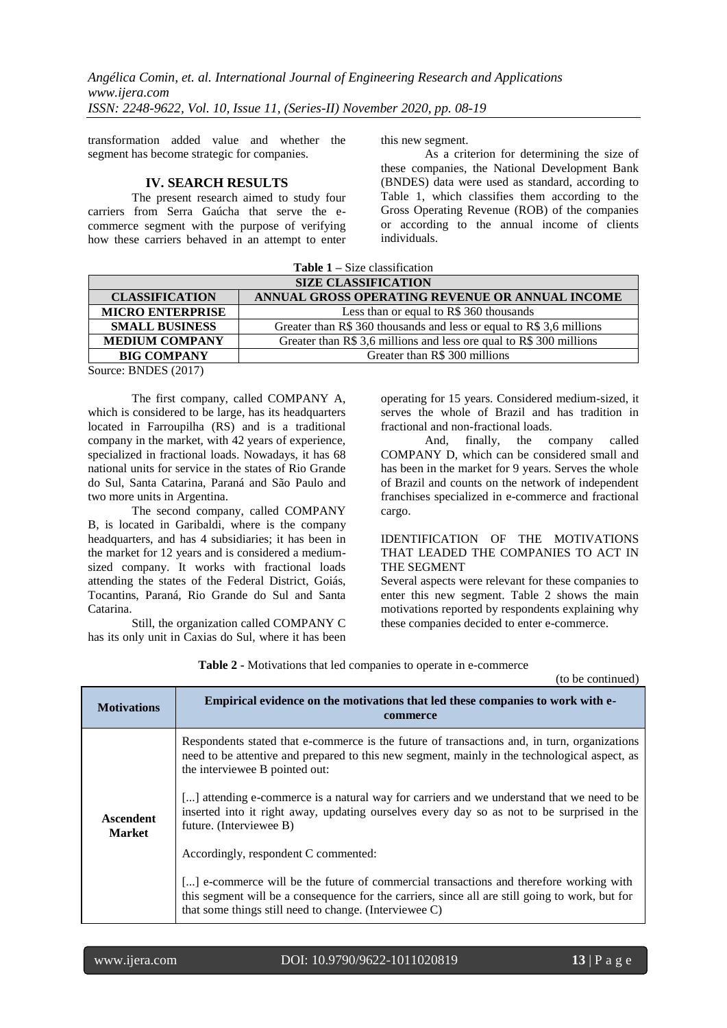transformation added value and whether the segment has become strategic for companies.

## IV. SEARCH RESULTS

The present research aimed to study four carriers from Serra Gaúcha that serve the e-commerce segment with the purpose of verifying how these carriers behaved in an attempt to enter this new segment.

As a criterion for determining the size of these companies, the National Development Bank (BNDES) data were used as standard, according to Table 1, which classifies them according to the Gross Operating Revenue (ROB) of the companies or according to the annual income of clients individuals.

**Table 1 –** Size classification

| SIZE CLASSIFICATION | |
|---|---|
| **CLASSIFICATION** | **ANNUAL GROSS OPERATING REVENUE OR ANNUAL INCOME** |
| **MICRO ENTERPRISE** | Less than or equal to R$ 360 thousands |
| **SMALL BUSINESS** | Greater than R$ 360 thousands and less or equal to R$ 3,6 millions |
| **MEDIUM COMPANY** | Greater than R$ 3,6 millions and less ore qual to R$ 300 millions |
| **BIG COMPANY** | Greater than R$ 300 millions |

Source: BNDES (2017)

The first company, called COMPANY A, which is considered to be large, has its headquarters located in Farroupilha (RS) and is a traditional company in the market, with 42 years of experience, specialized in fractional loads. Nowadays, it has 68 national units for service in the states of Rio Grande do Sul, Santa Catarina, Paraná and São Paulo and two more units in Argentina.

The second company, called COMPANY B, is located in Garibaldi, where is the company headquarters, and has 4 subsidiaries; it has been in the market for 12 years and is considered a medium-sized company. It works with fractional loads attending the states of the Federal District, Goiás, Tocantins, Paraná, Rio Grande do Sul and Santa Catarina.

Still, the organization called COMPANY C has its only unit in Caxias do Sul, where it has been operating for 15 years. Considered medium-sized, it serves the whole of Brazil and has tradition in fractional and non-fractional loads.

And, finally, the company called COMPANY D, which can be considered small and has been in the market for 9 years. Serves the whole of Brazil and counts on the network of independent franchises specialized in e-commerce and fractional cargo.

IDENTIFICATION OF THE MOTIVATIONS THAT LEADED THE COMPANIES TO ACT IN THE SEGMENT

Several aspects were relevant for these companies to enter this new segment. Table 2 shows the main motivations reported by respondents explaining why these companies decided to enter e-commerce.

**Table 2 -** Motivations that led companies to operate in e-commerce

(to be continued)

| **Motivations** | **Empirical evidence on the motivations that led these companies to work with e-commerce** |
|---|---|
| **Ascendent Market** | Respondents stated that e-commerce is the future of transactions and, in turn, organizations need to be attentive and prepared to this new segment, mainly in the technological aspect, as the interviewee B pointed out:<br><br>[...] attending e-commerce is a natural way for carriers and we understand that we need to be inserted into it right away, updating ourselves every day so as not to be surprised in the future. (Interviewee B)<br><br>Accordingly, respondent C commented:<br><br>[...] e-commerce will be the future of commercial transactions and therefore working with this segment will be a consequence for the carriers, since all are still going to work, but for that some things still need to change. (Interviewee C) |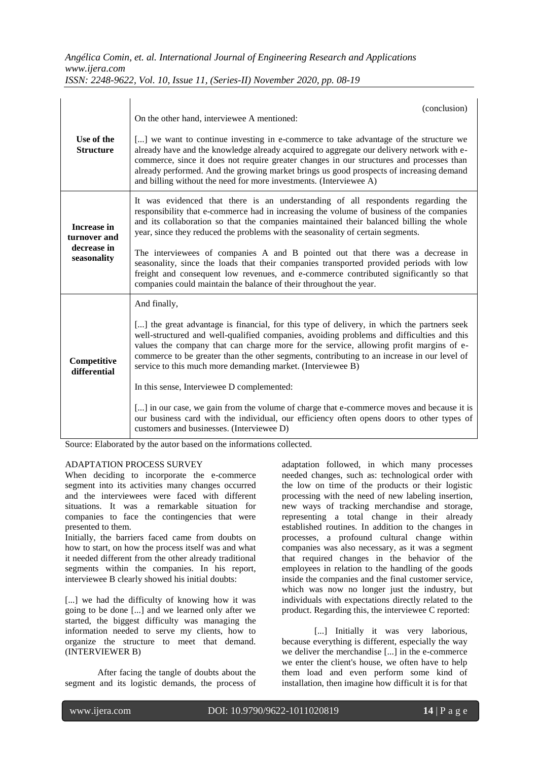| | (conclusion) |
|---|---|
| **Use of the Structure** | On the other hand, interviewee A mentioned:<br><br>[...] we want to continue investing in e-commerce to take advantage of the structure we already have and the knowledge already acquired to aggregate our delivery network with e-commerce, since it does not require greater changes in our structures and processes than already performed. And the growing market brings us good prospects of increasing demand and billing without the need for more investments. (Interviewee A) |
| **Increase in turnover and decrease in seasonality** | It was evidenced that there is an understanding of all respondents regarding the responsibility that e-commerce had in increasing the volume of business of the companies and its collaboration so that the companies maintained their balanced billing the whole year, since they reduced the problems with the seasonality of certain segments.<br><br>The interviewees of companies A and B pointed out that there was a decrease in seasonality, since the loads that their companies transported provided periods with low freight and consequent low revenues, and e-commerce contributed significantly so that companies could maintain the balance of their throughout the year. |
| **Competitive differential** | And finally,<br><br>[...] the great advantage is financial, for this type of delivery, in which the partners seek well-structured and well-qualified companies, avoiding problems and difficulties and this values the company that can charge more for the service, allowing profit margins of e-commerce to be greater than the other segments, contributing to an increase in our level of service to this much more demanding market. (Interviewee B)<br><br>In this sense, Interviewee D complemented:<br><br>[...] in our case, we gain from the volume of charge that e-commerce moves and because it is our business card with the individual, our efficiency often opens doors to other types of customers and businesses. (Interviewee D) |

Source: Elaborated by the autor based on the informations collected.

ADAPTATION PROCESS SURVEY

When deciding to incorporate the e-commerce segment into its activities many changes occurred and the interviewees were faced with different situations. It was a remarkable situation for companies to face the contingencies that were presented to them.

Initially, the barriers faced came from doubts on how to start, on how the process itself was and what it needed different from the other already traditional segments within the companies. In his report, interviewee B clearly showed his initial doubts:

[...] we had the difficulty of knowing how it was going to be done [...] and we learned only after we started, the biggest difficulty was managing the information needed to serve my clients, how to organize the structure to meet that demand. (INTERVIEWER B)

After facing the tangle of doubts about the segment and its logistic demands, the process of adaptation followed, in which many processes needed changes, such as: technological order with the low on time of the products or their logistic processing with the need of new labeling insertion, new ways of tracking merchandise and storage, representing a total change in their already established routines. In addition to the changes in processes, a profound cultural change within companies was also necessary, as it was a segment that required changes in the behavior of the employees in relation to the handling of the goods inside the companies and the final customer service, which was now no longer just the industry, but individuals with expectations directly related to the product. Regarding this, the interviewee C reported:

[...] Initially it was very laborious, because everything is different, especially the way we deliver the merchandise [...] in the e-commerce we enter the client's house, we often have to help them load and even perform some kind of installation, then imagine how difficult it is for that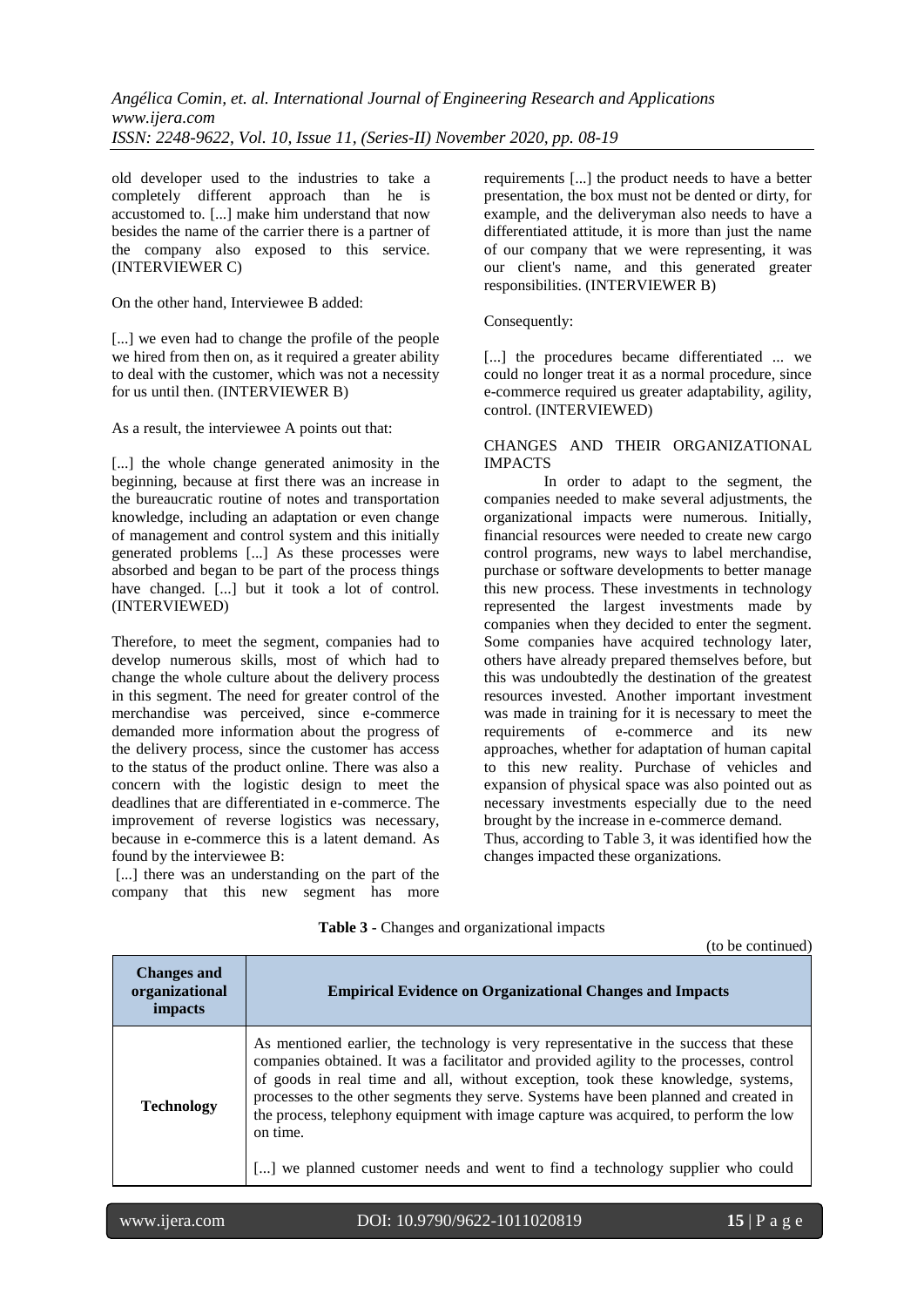old developer used to the industries to take a completely different approach than he is accustomed to. [...] make him understand that now besides the name of the carrier there is a partner of the company also exposed to this service. (INTERVIEWER C)

On the other hand, Interviewee B added:

[...] we even had to change the profile of the people we hired from then on, as it required a greater ability to deal with the customer, which was not a necessity for us until then. (INTERVIEWER B)

As a result, the interviewee A points out that:

[...] the whole change generated animosity in the beginning, because at first there was an increase in the bureaucratic routine of notes and transportation knowledge, including an adaptation or even change of management and control system and this initially generated problems [...] As these processes were absorbed and began to be part of the process things have changed. [...] but it took a lot of control. (INTERVIEWED)

Therefore, to meet the segment, companies had to develop numerous skills, most of which had to change the whole culture about the delivery process in this segment. The need for greater control of the merchandise was perceived, since e-commerce demanded more information about the progress of the delivery process, since the customer has access to the status of the product online. There was also a concern with the logistic design to meet the deadlines that are differentiated in e-commerce. The improvement of reverse logistics was necessary, because in e-commerce this is a latent demand. As found by the interviewee B:

[...] there was an understanding on the part of the company that this new segment has more requirements [...] the product needs to have a better presentation, the box must not be dented or dirty, for example, and the deliveryman also needs to have a differentiated attitude, it is more than just the name of our company that we were representing, it was our client's name, and this generated greater responsibilities. (INTERVIEWER B)

Consequently:

[...] the procedures became differentiated ... we could no longer treat it as a normal procedure, since e-commerce required us greater adaptability, agility, control. (INTERVIEWED)

## CHANGES AND THEIR ORGANIZATIONAL IMPACTS

In order to adapt to the segment, the companies needed to make several adjustments, the organizational impacts were numerous. Initially, financial resources were needed to create new cargo control programs, new ways to label merchandise, purchase or software developments to better manage this new process. These investments in technology represented the largest investments made by companies when they decided to enter the segment. Some companies have acquired technology later, others have already prepared themselves before, but this was undoubtedly the destination of the greatest resources invested. Another important investment was made in training for it is necessary to meet the requirements of e-commerce and its new approaches, whether for adaptation of human capital to this new reality. Purchase of vehicles and expansion of physical space was also pointed out as necessary investments especially due to the need brought by the increase in e-commerce demand.

Thus, according to Table 3, it was identified how the changes impacted these organizations.

**Table 3** - Changes and organizational impacts

(to be continued)

| Changes and organizational impacts | Empirical Evidence on Organizational Changes and Impacts |
|---|---|
| **Technology** | As mentioned earlier, the technology is very representative in the success that these companies obtained. It was a facilitator and provided agility to the processes, control of goods in real time and all, without exception, took these knowledge, systems, processes to the other segments they serve. Systems have been planned and created in the process, telephony equipment with image capture was acquired, to perform the low on time.<br><br>[...] we planned customer needs and went to find a technology supplier who could |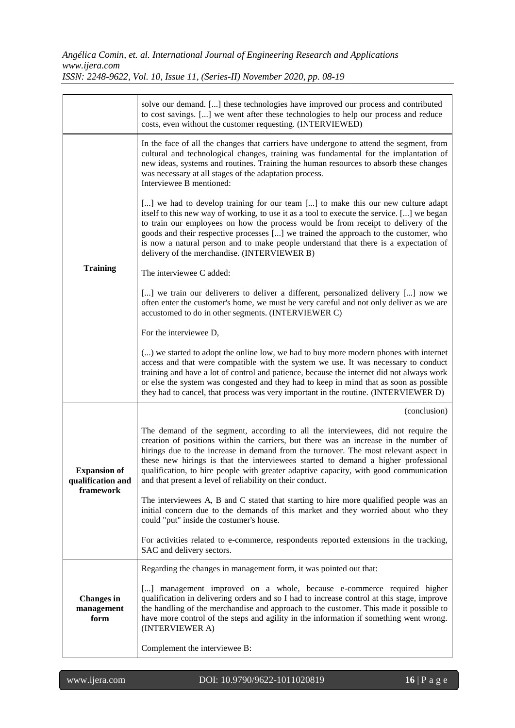| | |
|---|---|
| | solve our demand. [...] these technologies have improved our process and contributed to cost savings. [...] we went after these technologies to help our process and reduce costs, even without the customer requesting. (INTERVIEWED) |
| **Training** | In the face of all the changes that carriers have undergone to attend the segment, from cultural and technological changes, training was fundamental for the implantation of new ideas, systems and routines. Training the human resources to absorb these changes was necessary at all stages of the adaptation process.<br>Interviewee B mentioned:<br><br>[...] we had to develop training for our team [...] to make this our new culture adapt itself to this new way of working, to use it as a tool to execute the service. [...] we began to train our employees on how the process would be from receipt to delivery of the goods and their respective processes [...] we trained the approach to the customer, who is now a natural person and to make people understand that there is a expectation of delivery of the merchandise. (INTERVIEWER B)<br><br>The interviewee C added:<br><br>[...] we train our deliverers to deliver a different, personalized delivery [...] now we often enter the customer's home, we must be very careful and not only deliver as we are accustomed to do in other segments. (INTERVIEWER C)<br><br>For the interviewee D,<br><br>(...) we started to adopt the online low, we had to buy more modern phones with internet access and that were compatible with the system we use. It was necessary to conduct training and have a lot of control and patience, because the internet did not always work or else the system was congested and they had to keep in mind that as soon as possible they had to cancel, that process was very important in the routine. (INTERVIEWER D) |
| | (conclusion) |
| **Expansion of qualification and framework** | The demand of the segment, according to all the interviewees, did not require the creation of positions within the carriers, but there was an increase in the number of hirings due to the increase in demand from the turnover. The most relevant aspect in these new hirings is that the interviewees started to demand a higher professional qualification, to hire people with greater adaptive capacity, with good communication and that present a level of reliability on their conduct.<br><br>The interviewees A, B and C stated that starting to hire more qualified people was an initial concern due to the demands of this market and they worried about who they could "put" inside the costumer's house.<br><br>For activities related to e-commerce, respondents reported extensions in the tracking, SAC and delivery sectors. |
| **Changes in management form** | Regarding the changes in management form, it was pointed out that:<br><br>[...] management improved on a whole, because e-commerce required higher qualification in delivering orders and so I had to increase control at this stage, improve the handling of the merchandise and approach to the customer. This made it possible to have more control of the steps and agility in the information if something went wrong. (INTERVIEWER A)<br><br>Complement the interviewee B: |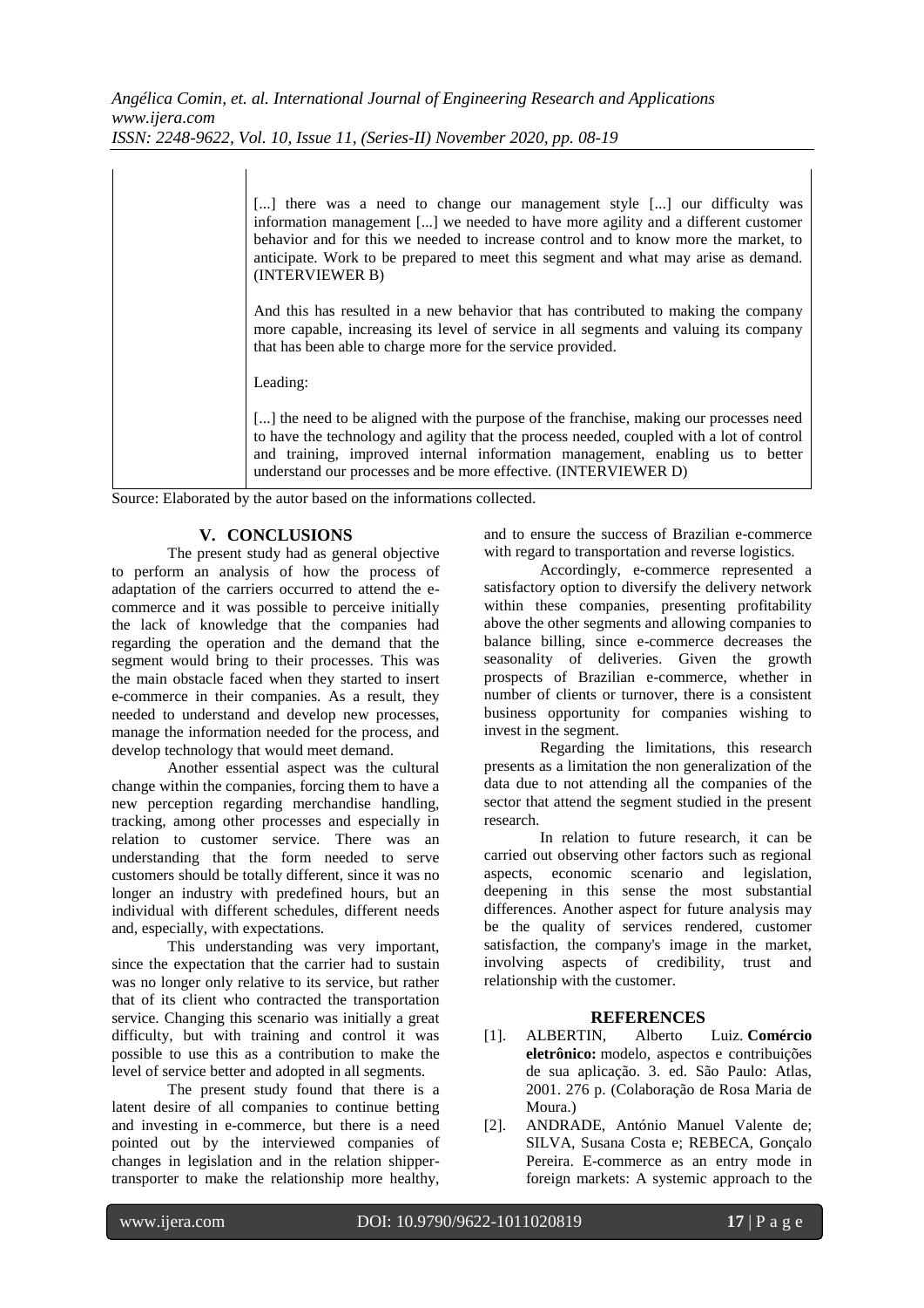| | [...] there was a need to change our management style [...] our difficulty was information management [...] we needed to have more agility and a different customer behavior and for this we needed to increase control and to know more the market, to anticipate. Work to be prepared to meet this segment and what may arise as demand. (INTERVIEWER B)<br><br>And this has resulted in a new behavior that has contributed to making the company more capable, increasing its level of service in all segments and valuing its company that has been able to charge more for the service provided.<br><br>Leading:<br><br>[...] the need to be aligned with the purpose of the franchise, making our processes need to have the technology and agility that the process needed, coupled with a lot of control and training, improved internal information management, enabling us to better understand our processes and be more effective. (INTERVIEWER D) |
|---|---|

Source: Elaborated by the autor based on the informations collected.

## V. CONCLUSIONS

The present study had as general objective to perform an analysis of how the process of adaptation of the carriers occurred to attend the e-commerce and it was possible to perceive initially the lack of knowledge that the companies had regarding the operation and the demand that the segment would bring to their processes. This was the main obstacle faced when they started to insert e-commerce in their companies. As a result, they needed to understand and develop new processes, manage the information needed for the process, and develop technology that would meet demand.

Another essential aspect was the cultural change within the companies, forcing them to have a new perception regarding merchandise handling, tracking, among other processes and especially in relation to customer service. There was an understanding that the form needed to serve customers should be totally different, since it was no longer an industry with predefined hours, but an individual with different schedules, different needs and, especially, with expectations.

This understanding was very important, since the expectation that the carrier had to sustain was no longer only relative to its service, but rather that of its client who contracted the transportation service. Changing this scenario was initially a great difficulty, but with training and control it was possible to use this as a contribution to make the level of service better and adopted in all segments.

The present study found that there is a latent desire of all companies to continue betting and investing in e-commerce, but there is a need pointed out by the interviewed companies of changes in legislation and in the relation shipper-transporter to make the relationship more healthy, and to ensure the success of Brazilian e-commerce with regard to transportation and reverse logistics.

Accordingly, e-commerce represented a satisfactory option to diversify the delivery network within these companies, presenting profitability above the other segments and allowing companies to balance billing, since e-commerce decreases the seasonality of deliveries. Given the growth prospects of Brazilian e-commerce, whether in number of clients or turnover, there is a consistent business opportunity for companies wishing to invest in the segment.

Regarding the limitations, this research presents as a limitation the non generalization of the data due to not attending all the companies of the sector that attend the segment studied in the present research.

In relation to future research, it can be carried out observing other factors such as regional aspects, economic scenario and legislation, deepening in this sense the most substantial differences. Another aspect for future analysis may be the quality of services rendered, customer satisfaction, the company's image in the market, involving aspects of credibility, trust and relationship with the customer.

## REFERENCES

[1]. ALBERTIN, Alberto Luiz. **Comércio eletrônico:** modelo, aspectos e contribuições de sua aplicação. 3. ed. São Paulo: Atlas, 2001. 276 p. (Colaboração de Rosa Maria de Moura.)

[2]. ANDRADE, António Manuel Valente de; SILVA, Susana Costa e; REBECA, Gonçalo Pereira. E-commerce as an entry mode in foreign markets: A systemic approach to the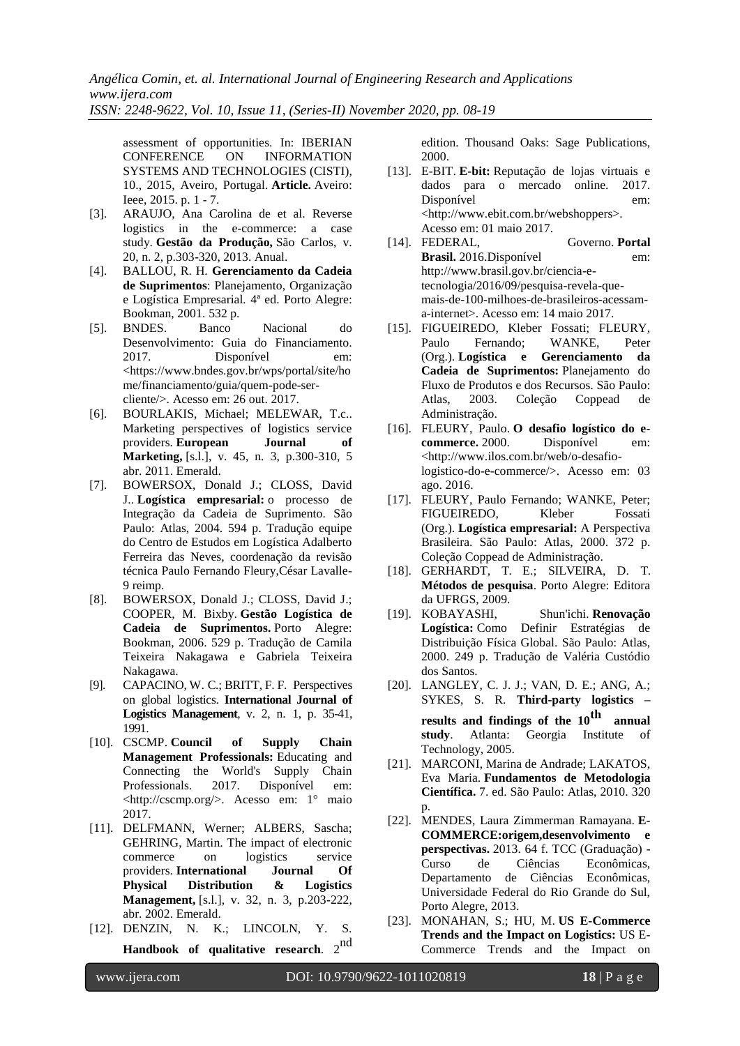assessment of opportunities. In: IBERIAN CONFERENCE ON INFORMATION SYSTEMS AND TECHNOLOGIES (CISTI), 10., 2015, Aveiro, Portugal. **Article.** Aveiro: Ieee, 2015. p. 1 - 7.

[3]. ARAUJO, Ana Carolina de et al. Reverse logistics in the e-commerce: a case study. **Gestão da Produção,** São Carlos, v. 20, n. 2, p.303-320, 2013. Anual.

[4]. BALLOU, R. H. **Gerenciamento da Cadeia de Suprimentos**: Planejamento, Organização e Logística Empresarial. 4ª ed. Porto Alegre: Bookman, 2001. 532 p.

[5]. BNDES. Banco Nacional do Desenvolvimento: Guia do Financiamento. 2017. Disponível em: <https://www.bndes.gov.br/wps/portal/site/home/financiamento/guia/quem-pode-ser-cliente/>. Acesso em: 26 out. 2017.

[6]. BOURLAKIS, Michael; MELEWAR, T.c.. Marketing perspectives of logistics service providers. **European Journal of Marketing,** [s.l.], v. 45, n. 3, p.300-310, 5 abr. 2011. Emerald.

[7]. BOWERSOX, Donald J.; CLOSS, David J.. **Logística empresarial:** o processo de Integração da Cadeia de Suprimento. São Paulo: Atlas, 2004. 594 p. Tradução equipe do Centro de Estudos em Logística Adalberto Ferreira das Neves, coordenação da revisão técnica Paulo Fernando Fleury,César Lavalle-9 reimp.

[8]. BOWERSOX, Donald J.; CLOSS, David J.; COOPER, M. Bixby. **Gestão Logística de Cadeia de Suprimentos.** Porto Alegre: Bookman, 2006. 529 p. Tradução de Camila Teixeira Nakagawa e Gabriela Teixeira Nakagawa.

[9]. CAPACINO, W. C.; BRITT, F. F. Perspectives on global logistics. **International Journal of Logistics Management**, v. 2, n. 1, p. 35-41, 1991.

[10]. CSCMP. **Council of Supply Chain Management Professionals:** Educating and Connecting the World's Supply Chain Professionals. 2017. Disponível em: <http://cscmp.org/>. Acesso em: 1° maio 2017.

[11]. DELFMANN, Werner; ALBERS, Sascha; GEHRING, Martin. The impact of electronic commerce on logistics service providers. **International Journal Of Physical Distribution & Logistics Management,** [s.l.], v. 32, n. 3, p.203-222, abr. 2002. Emerald.

[12]. DENZIN, N. K.; LINCOLN, Y. S. **Handbook of qualitative research**. 2nd edition. Thousand Oaks: Sage Publications, 2000.

[13]. E-BIT. **E-bit:** Reputação de lojas virtuais e dados para o mercado online. 2017. Disponível em: <http://www.ebit.com.br/webshoppers>. Acesso em: 01 maio 2017.

[14]. FEDERAL, Governo. **Portal Brasil.** 2016.Disponível em: http://www.brasil.gov.br/ciencia-e-tecnologia/2016/09/pesquisa-revela-que-mais-de-100-milhoes-de-brasileiros-acessam-a-internet>. Acesso em: 14 maio 2017.

[15]. FIGUEIREDO, Kleber Fossati; FLEURY, Paulo Fernando; WANKE, Peter (Org.). **Logística e Gerenciamento da Cadeia de Suprimentos:** Planejamento do Fluxo de Produtos e dos Recursos. São Paulo: Atlas, 2003. Coleção Coppead de Administração.

[16]. FLEURY, Paulo. **O desafio logístico do e-commerce.** 2000. Disponível em: <http://www.ilos.com.br/web/o-desafio-logistico-do-e-commerce/>. Acesso em: 03 ago. 2016.

[17]. FLEURY, Paulo Fernando; WANKE, Peter; FIGUEIREDO, Kleber Fossati (Org.). **Logística empresarial:** A Perspectiva Brasileira. São Paulo: Atlas, 2000. 372 p. Coleção Coppead de Administração.

[18]. GERHARDT, T. E.; SILVEIRA, D. T. **Métodos de pesquisa**. Porto Alegre: Editora da UFRGS, 2009.

[19]. KOBAYASHI, Shun'ichi. **Renovação Logística:** Como Definir Estratégias de Distribuição Física Global. São Paulo: Atlas, 2000. 249 p. Tradução de Valéria Custódio dos Santos.

[20]. LANGLEY, C. J. J.; VAN, D. E.; ANG, A.; SYKES, S. R. **Third-party logistics – results and findings of the 10th annual study**. Atlanta: Georgia Institute of Technology, 2005.

[21]. MARCONI, Marina de Andrade; LAKATOS, Eva Maria. **Fundamentos de Metodologia Científica.** 7. ed. São Paulo: Atlas, 2010. 320 p.

[22]. MENDES, Laura Zimmerman Ramayana. **E-COMMERCE:origem,desenvolvimento e perspectivas.** 2013. 64 f. TCC (Graduação) - Curso de Ciências Econômicas, Departamento de Ciências Econômicas, Universidade Federal do Rio Grande do Sul, Porto Alegre, 2013.

[23]. MONAHAN, S.; HU, M. **US E-Commerce Trends and the Impact on Logistics:** US E-Commerce Trends and the Impact on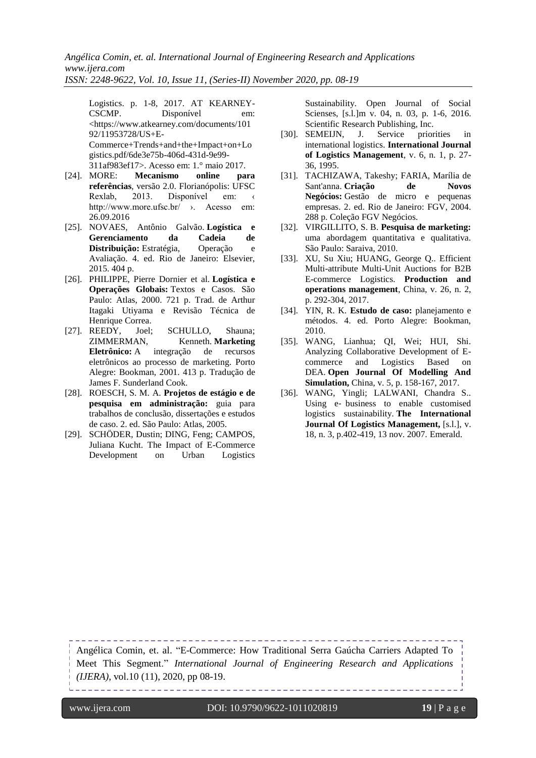Logistics. p. 1-8, 2017. AT KEARNEY-CSCMP. Disponível em: <https://www.atkearney.com/documents/10192/11953728/US+E-Commerce+Trends+and+the+Impact+on+Logistics.pdf/6de3e75b-406d-431d-9e99-311af983ef17>. Acesso em: 1.° maio 2017.

[24]. MORE: **Mecanismo online para referências**, versão 2.0. Florianópolis: UFSC Rexlab, 2013. Disponível em: ‹ http://www.more.ufsc.br/ ›. Acesso em: 26.09.2016

[25]. NOVAES, Antônio Galvão. **Logística e Gerenciamento da Cadeia de Distribuição:** Estratégia, Operação e Avaliação. 4. ed. Rio de Janeiro: Elsevier, 2015. 404 p.

[26]. PHILIPPE, Pierre Dornier et al. **Logística e Operações Globais:** Textos e Casos. São Paulo: Atlas, 2000. 721 p. Trad. de Arthur Itagaki Utiyama e Revisão Técnica de Henrique Correa.

[27]. REEDY, Joel; SCHULLO, Shauna; ZIMMERMAN, Kenneth. **Marketing Eletrônico:** A integração de recursos eletrônicos ao processo de marketing. Porto Alegre: Bookman, 2001. 413 p. Tradução de James F. Sunderland Cook.

[28]. ROESCH, S. M. A. **Projetos de estágio e de pesquisa em administração:** guia para trabalhos de conclusão, dissertações e estudos de caso. 2. ed. São Paulo: Atlas, 2005.

[29]. SCHÖDER, Dustin; DING, Feng; CAMPOS, Juliana Kucht. The Impact of E-Commerce Development on Urban Logistics Sustainability. Open Journal of Social Scienses, [s.l.]m v. 04, n. 03, p. 1-6, 2016. Scientific Research Publishing, Inc.

[30]. SEMEIJN, J. Service priorities in international logistics. **International Journal of Logistics Management**, v. 6, n. 1, p. 27-36, 1995.

[31]. TACHIZAWA, Takeshy; FARIA, Marília de Sant'anna. **Criação de Novos Negócios:** Gestão de micro e pequenas empresas. 2. ed. Rio de Janeiro: FGV, 2004. 288 p. Coleção FGV Negócios.

[32]. VIRGILLITO, S. B. **Pesquisa de marketing:** uma abordagem quantitativa e qualitativa. São Paulo: Saraiva, 2010.

[33]. XU, Su Xiu; HUANG, George Q.. Efficient Multi-attribute Multi-Unit Auctions for B2B E-commerce Logistics. **Production and operations management**, China, v. 26, n. 2, p. 292-304, 2017.

[34]. YIN, R. K. **Estudo de caso:** planejamento e métodos. 4. ed. Porto Alegre: Bookman, 2010.

[35]. WANG, Lianhua; QI, Wei; HUI, Shi. Analyzing Collaborative Development of E-commerce and Logistics Based on DEA. **Open Journal Of Modelling And Simulation,** China, v. 5, p. 158-167, 2017.

[36]. WANG, Yingli; LALWANI, Chandra S.. Using e- business to enable customised logistics sustainability. **The International Journal Of Logistics Management,** [s.l.], v. 18, n. 3, p.402-419, 13 nov. 2007. Emerald.

Angélica Comin, et. al. "E-Commerce: How Traditional Serra Gaúcha Carriers Adapted To Meet This Segment." *International Journal of Engineering Research and Applications (IJERA)*, vol.10 (11), 2020, pp 08-19.